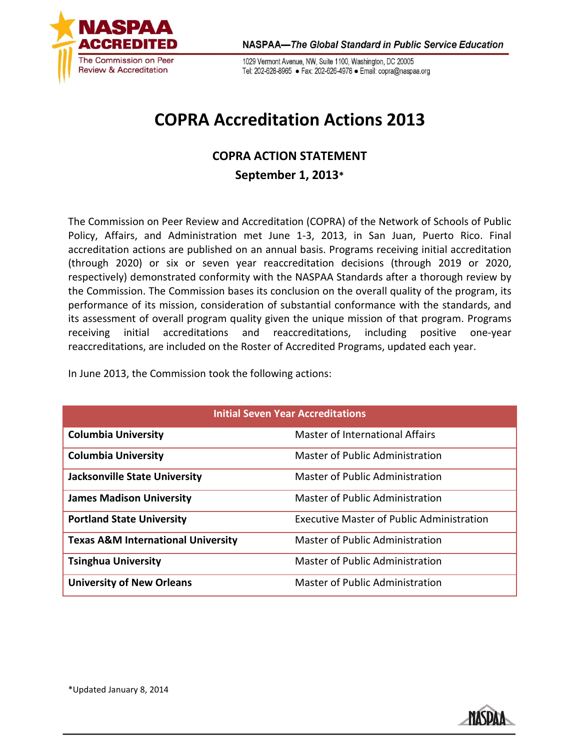NASPAA ACCREDITED
The Commission on Peer Review & Accreditation

NASPAA—*The Global Standard in Public Service Education*

1029 Vermont Avenue, NW, Suite 1100, Washington, DC 20005
Tel: 202-628-8965 • Fax: 202-626-4978 • Email: copra@naspaa.org

# COPRA Accreditation Actions 2013

## COPRA ACTION STATEMENT

### September 1, 2013*

The Commission on Peer Review and Accreditation (COPRA) of the Network of Schools of Public Policy, Affairs, and Administration met June 1-3, 2013, in San Juan, Puerto Rico. Final accreditation actions are published on an annual basis. Programs receiving initial accreditation (through 2020) or six or seven year reaccreditation decisions (through 2019 or 2020, respectively) demonstrated conformity with the NASPAA Standards after a thorough review by the Commission. The Commission bases its conclusion on the overall quality of the program, its performance of its mission, consideration of substantial conformance with the standards, and its assessment of overall program quality given the unique mission of that program. Programs receiving initial accreditations and reaccreditations, including positive one-year reaccreditations, are included on the Roster of Accredited Programs, updated each year.

In June 2013, the Commission took the following actions:

| Initial Seven Year Accreditations | |
|---|---|
| **Columbia University** | Master of International Affairs |
| **Columbia University** | Master of Public Administration |
| **Jacksonville State University** | Master of Public Administration |
| **James Madison University** | Master of Public Administration |
| **Portland State University** | Executive Master of Public Administration |
| **Texas A&M International University** | Master of Public Administration |
| **Tsinghua University** | Master of Public Administration |
| **University of New Orleans** | Master of Public Administration |

*Updated January 8, 2014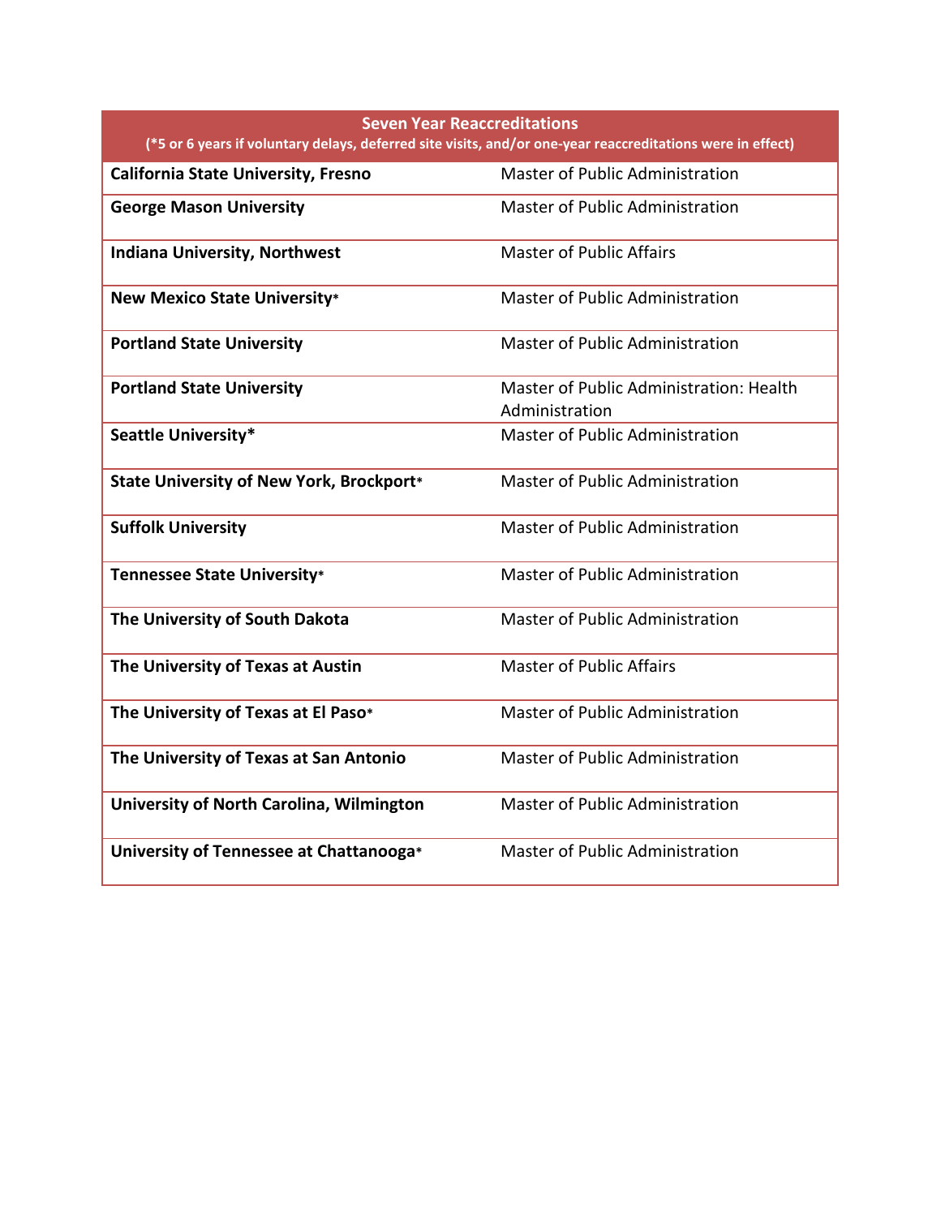| Seven Year Reaccreditations (*5 or 6 years if voluntary delays, deferred site visits, and/or one-year reaccreditations were in effect) | |
|---|---|
| **California State University, Fresno** | Master of Public Administration |
| **George Mason University** | Master of Public Administration |
| **Indiana University, Northwest** | Master of Public Affairs |
| **New Mexico State University*** | Master of Public Administration |
| **Portland State University** | Master of Public Administration |
| **Portland State University** | Master of Public Administration: Health Administration |
| **Seattle University*** | Master of Public Administration |
| **State University of New York, Brockport*** | Master of Public Administration |
| **Suffolk University** | Master of Public Administration |
| **Tennessee State University*** | Master of Public Administration |
| **The University of South Dakota** | Master of Public Administration |
| **The University of Texas at Austin** | Master of Public Affairs |
| **The University of Texas at El Paso*** | Master of Public Administration |
| **The University of Texas at San Antonio** | Master of Public Administration |
| **University of North Carolina, Wilmington** | Master of Public Administration |
| **University of Tennessee at Chattanooga*** | Master of Public Administration |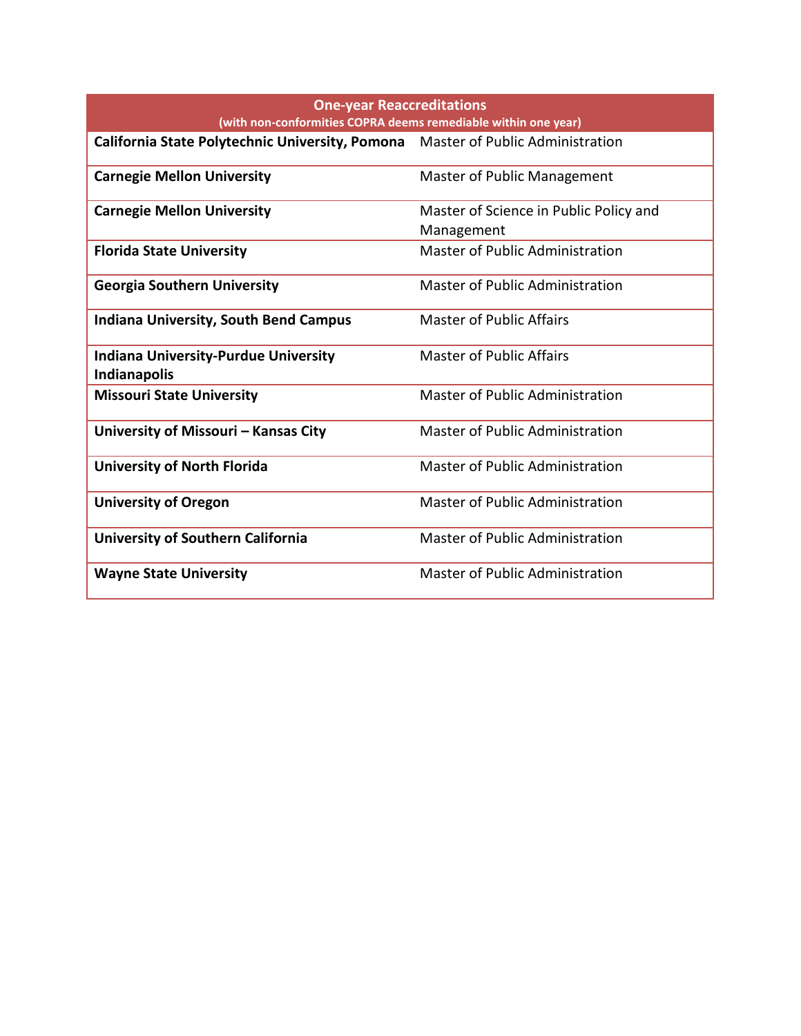| One-year Reaccreditations (with non-conformities COPRA deems remediable within one year) | |
|---|---|
| **California State Polytechnic University, Pomona** | Master of Public Administration |
| **Carnegie Mellon University** | Master of Public Management |
| **Carnegie Mellon University** | Master of Science in Public Policy and Management |
| **Florida State University** | Master of Public Administration |
| **Georgia Southern University** | Master of Public Administration |
| **Indiana University, South Bend Campus** | Master of Public Affairs |
| **Indiana University-Purdue University Indianapolis** | Master of Public Affairs |
| **Missouri State University** | Master of Public Administration |
| **University of Missouri – Kansas City** | Master of Public Administration |
| **University of North Florida** | Master of Public Administration |
| **University of Oregon** | Master of Public Administration |
| **University of Southern California** | Master of Public Administration |
| **Wayne State University** | Master of Public Administration |